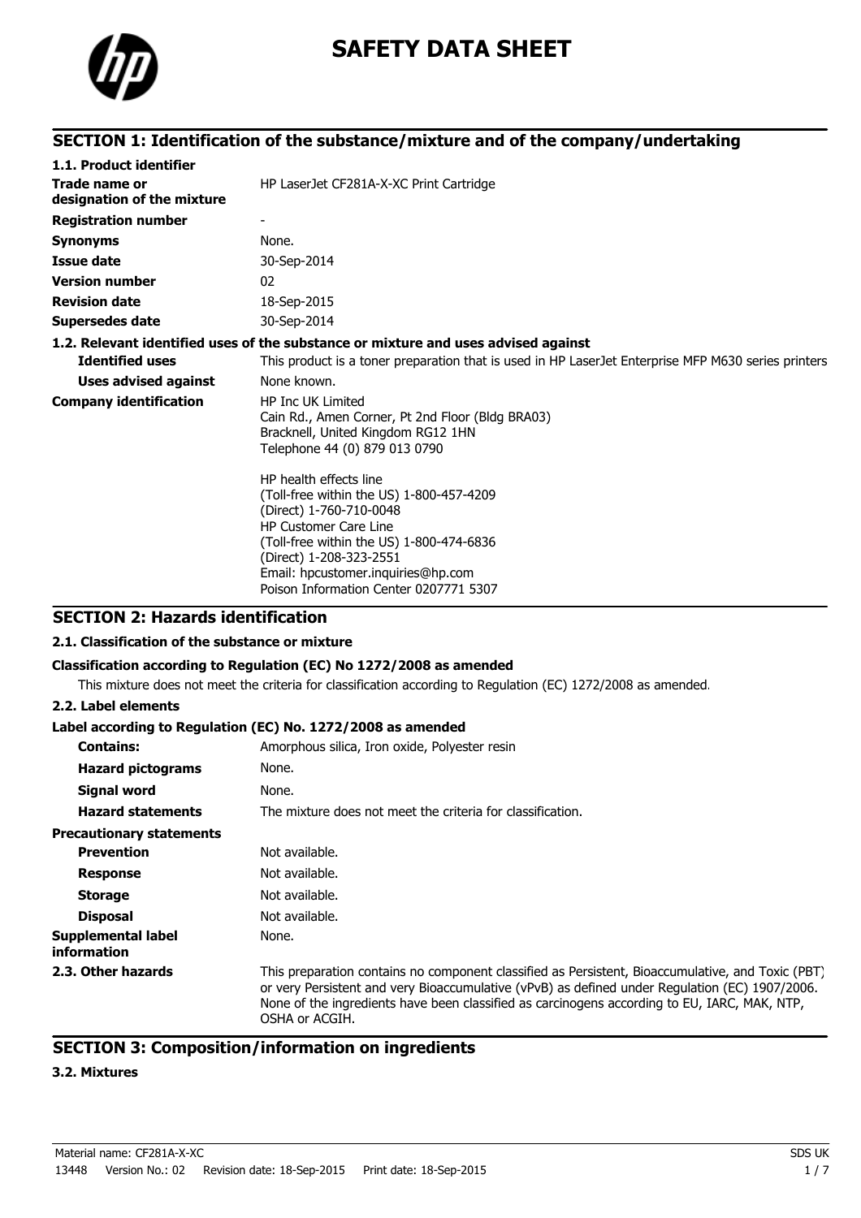# SAFETY DATA SHEET

## SECTION 1: Identification of the substance/mixture and of the company/undertaking

### 1.1. Product identifier

| | |
|---|---|
| **Trade name or designation of the mixture** | HP LaserJet CF281A-X-XC Print Cartridge |
| **Registration number** | - |
| **Synonyms** | None. |
| **Issue date** | 30-Sep-2014 |
| **Version number** | 02 |
| **Revision date** | 18-Sep-2015 |
| **Supersedes date** | 30-Sep-2014 |

### 1.2. Relevant identified uses of the substance or mixture and uses advised against

| | |
|---|---|
| **Identified uses** | This product is a toner preparation that is used in HP LaserJet Enterprise MFP M630 series printers |
| **Uses advised against** | None known. |

**Company identification**

HP Inc UK Limited
Cain Rd., Amen Corner, Pt 2nd Floor (Bldg BRA03)
Bracknell, United Kingdom RG12 1HN
Telephone 44 (0) 879 013 0790

HP health effects line
(Toll-free within the US) 1-800-457-4209
(Direct) 1-760-710-0048
HP Customer Care Line
(Toll-free within the US) 1-800-474-6836
(Direct) 1-208-323-2551
Email: hpcustomer.inquiries@hp.com
Poison Information Center 0207771 5307

## SECTION 2: Hazards identification

### 2.1. Classification of the substance or mixture

**Classification according to Regulation (EC) No 1272/2008 as amended**

This mixture does not meet the criteria for classification according to Regulation (EC) 1272/2008 as amended.

### 2.2. Label elements

**Label according to Regulation (EC) No. 1272/2008 as amended**

| | |
|---|---|
| **Contains:** | Amorphous silica, Iron oxide, Polyester resin |
| **Hazard pictograms** | None. |
| **Signal word** | None. |
| **Hazard statements** | The mixture does not meet the criteria for classification. |

**Precautionary statements**

| | |
|---|---|
| **Prevention** | Not available. |
| **Response** | Not available. |
| **Storage** | Not available. |
| **Disposal** | Not available. |
| **Supplemental label information** | None. |

**2.3. Other hazards**

This preparation contains no component classified as Persistent, Bioaccumulative, and Toxic (PBT) or very Persistent and very Bioaccumulative (vPvB) as defined under Regulation (EC) 1907/2006. None of the ingredients have been classified as carcinogens according to EU, IARC, MAK, NTP, OSHA or ACGIH.

## SECTION 3: Composition/information on ingredients

### 3.2. Mixtures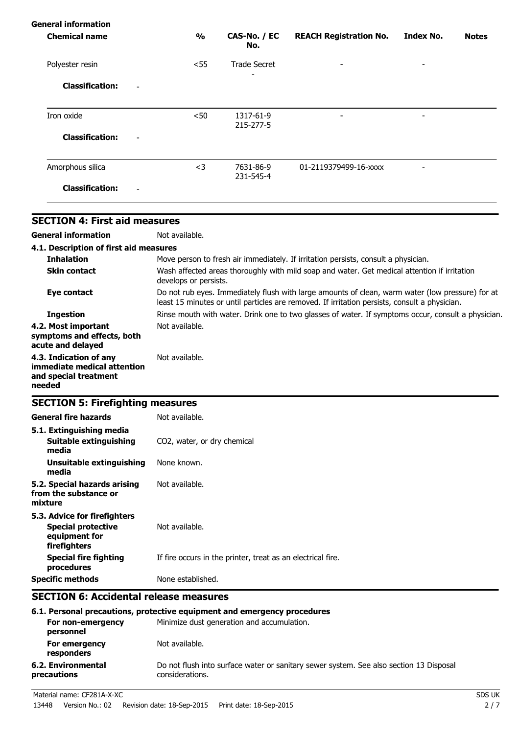**General information**

| Chemical name | % | CAS-No. / EC No. | REACH Registration No. | Index No. | Notes |
|---|---|---|---|---|---|
| Polyester resin | <55 | Trade Secret<br>- | - | - | |
| **Classification:** - | | | | | |
| Iron oxide | <50 | 1317-61-9<br>215-277-5 | - | - | |
| **Classification:** - | | | | | |
| Amorphous silica | <3 | 7631-86-9<br>231-545-4 | 01-2119379499-16-xxxx | - | |
| **Classification:** - | | | | | |

## SECTION 4: First aid measures

**General information** Not available.

**4.1. Description of first aid measures**

**Inhalation** Move person to fresh air immediately. If irritation persists, consult a physician.

**Skin contact** Wash affected areas thoroughly with mild soap and water. Get medical attention if irritation develops or persists.

**Eye contact** Do not rub eyes. Immediately flush with large amounts of clean, warm water (low pressure) for at least 15 minutes or until particles are removed. If irritation persists, consult a physician.

**Ingestion** Rinse mouth with water. Drink one to two glasses of water. If symptoms occur, consult a physician.

**4.2. Most important symptoms and effects, both acute and delayed** Not available.

**4.3. Indication of any immediate medical attention and special treatment needed** Not available.

## SECTION 5: Firefighting measures

**General fire hazards** Not available.

**5.1. Extinguishing media**

**Suitable extinguishing media** $CO_2$, water, or dry chemical

**Unsuitable extinguishing media** None known.

**5.2. Special hazards arising from the substance or mixture** Not available.

**5.3. Advice for firefighters**

**Special protective equipment for firefighters** Not available.

**Special fire fighting procedures** If fire occurs in the printer, treat as an electrical fire.

**Specific methods** None established.

## SECTION 6: Accidental release measures

**6.1. Personal precautions, protective equipment and emergency procedures**

**For non-emergency personnel** Minimize dust generation and accumulation.

**For emergency responders** Not available.

**6.2. Environmental precautions** Do not flush into surface water or sanitary sewer system. See also section 13 Disposal considerations.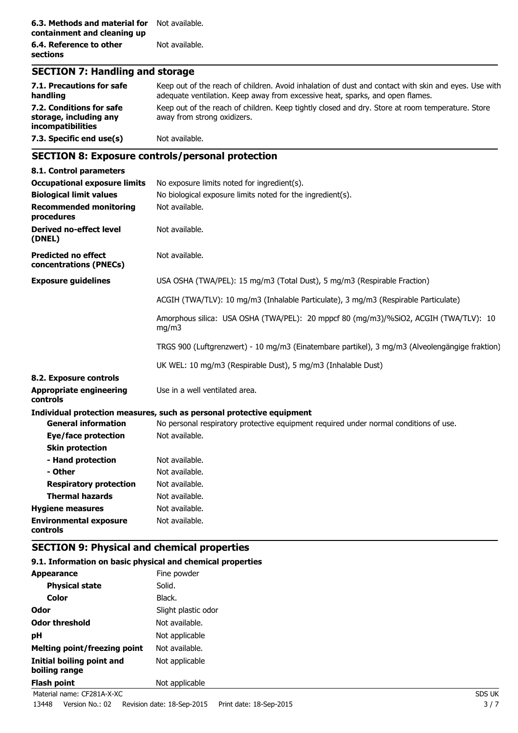| | |
|---|---|
| **6.3. Methods and material for containment and cleaning up** | Not available. |
| **6.4. Reference to other sections** | Not available. |

## SECTION 7: Handling and storage

| | |
|---|---|
| **7.1. Precautions for safe handling** | Keep out of the reach of children. Avoid inhalation of dust and contact with skin and eyes. Use with adequate ventilation. Keep away from excessive heat, sparks, and open flames. |
| **7.2. Conditions for safe storage, including any incompatibilities** | Keep out of the reach of children. Keep tightly closed and dry. Store at room temperature. Store away from strong oxidizers. |
| **7.3. Specific end use(s)** | Not available. |

## SECTION 8: Exposure controls/personal protection

**8.1. Control parameters**

| | |
|---|---|
| **Occupational exposure limits** | No exposure limits noted for ingredient(s). |
| **Biological limit values** | No biological exposure limits noted for the ingredient(s). |
| **Recommended monitoring procedures** | Not available. |
| **Derived no-effect level (DNEL)** | Not available. |
| **Predicted no effect concentrations (PNECs)** | Not available. |
| **Exposure guidelines** | USA OSHA (TWA/PEL): 15 mg/m3 (Total Dust), 5 mg/m3 (Respirable Fraction) |
| | ACGIH (TWA/TLV): 10 mg/m3 (Inhalable Particulate), 3 mg/m3 (Respirable Particulate) |
| | Amorphous silica: USA OSHA (TWA/PEL): 20 mppcf 80 (mg/m3)/%SiO2, ACGIH (TWA/TLV): 10 mg/m3 |
| | TRGS 900 (Luftgrenzwert) - 10 mg/m3 (Einatembare partikel), 3 mg/m3 (Alveolengängige fraktion) |
| | UK WEL: 10 mg/m3 (Respirable Dust), 5 mg/m3 (Inhalable Dust) |

**8.2. Exposure controls**

| | |
|---|---|
| **Appropriate engineering controls** | Use in a well ventilated area. |

**Individual protection measures, such as personal protective equipment**

| | |
|---|---|
| **General information** | No personal respiratory protective equipment required under normal conditions of use. |
| **Eye/face protection** | Not available. |
| **Skin protection** | |
| **- Hand protection** | Not available. |
| **- Other** | Not available. |
| **Respiratory protection** | Not available. |
| **Thermal hazards** | Not available. |
| **Hygiene measures** | Not available. |
| **Environmental exposure controls** | Not available. |

## SECTION 9: Physical and chemical properties

**9.1. Information on basic physical and chemical properties**

| | |
|---|---|
| **Appearance** | Fine powder |
| **Physical state** | Solid. |
| **Color** | Black. |
| **Odor** | Slight plastic odor |
| **Odor threshold** | Not available. |
| **pH** | Not applicable |
| **Melting point/freezing point** | Not available. |
| **Initial boiling point and boiling range** | Not applicable |
| **Flash point** | Not applicable |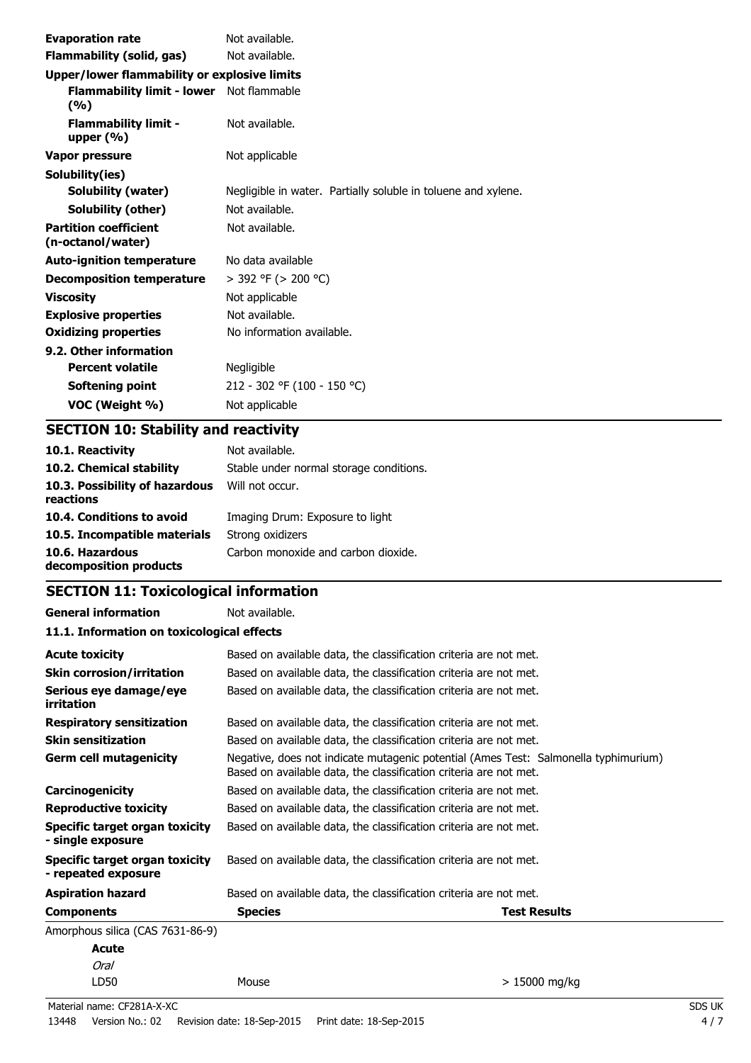| | |
|---|---|
| **Evaporation rate** | Not available. |
| **Flammability (solid, gas)** | Not available. |
| **Upper/lower flammability or explosive limits** | |
| **Flammability limit - lower (%)** | Not flammable |
| **Flammability limit - upper (%)** | Not available. |
| **Vapor pressure** | Not applicable |
| **Solubility(ies)** | |
| **Solubility (water)** | Negligible in water. Partially soluble in toluene and xylene. |
| **Solubility (other)** | Not available. |
| **Partition coefficient (n-octanol/water)** | Not available. |
| **Auto-ignition temperature** | No data available |
| **Decomposition temperature** | > 392 °F (> 200 °C) |
| **Viscosity** | Not applicable |
| **Explosive properties** | Not available. |
| **Oxidizing properties** | No information available. |
| **9.2. Other information** | |
| **Percent volatile** | Negligible |
| **Softening point** | 212 - 302 °F (100 - 150 °C) |
| **VOC (Weight %)** | Not applicable |

## SECTION 10: Stability and reactivity

| | |
|---|---|
| **10.1. Reactivity** | Not available. |
| **10.2. Chemical stability** | Stable under normal storage conditions. |
| **10.3. Possibility of hazardous reactions** | Will not occur. |
| **10.4. Conditions to avoid** | Imaging Drum: Exposure to light |
| **10.5. Incompatible materials** | Strong oxidizers |
| **10.6. Hazardous decomposition products** | Carbon monoxide and carbon dioxide. |

## SECTION 11: Toxicological information

| | |
|---|---|
| **General information** | Not available. |

**11.1. Information on toxicological effects**

| | |
|---|---|
| **Acute toxicity** | Based on available data, the classification criteria are not met. |
| **Skin corrosion/irritation** | Based on available data, the classification criteria are not met. |
| **Serious eye damage/eye irritation** | Based on available data, the classification criteria are not met. |
| **Respiratory sensitization** | Based on available data, the classification criteria are not met. |
| **Skin sensitization** | Based on available data, the classification criteria are not met. |
| **Germ cell mutagenicity** | Negative, does not indicate mutagenic potential (Ames Test: Salmonella typhimurium) Based on available data, the classification criteria are not met. |
| **Carcinogenicity** | Based on available data, the classification criteria are not met. |
| **Reproductive toxicity** | Based on available data, the classification criteria are not met. |
| **Specific target organ toxicity - single exposure** | Based on available data, the classification criteria are not met. |
| **Specific target organ toxicity - repeated exposure** | Based on available data, the classification criteria are not met. |
| **Aspiration hazard** | Based on available data, the classification criteria are not met. |

| **Components** | **Species** | **Test Results** |
|---|---|---|
| Amorphous silica (CAS 7631-86-9) | | |
| **Acute** | | |
| *Oral* | | |
| LD50 | Mouse | > 15000 mg/kg |

Material name: CF281A-X-XC

13448 Version No.: 02 Revision date: 18-Sep-2015 Print date: 18-Sep-2015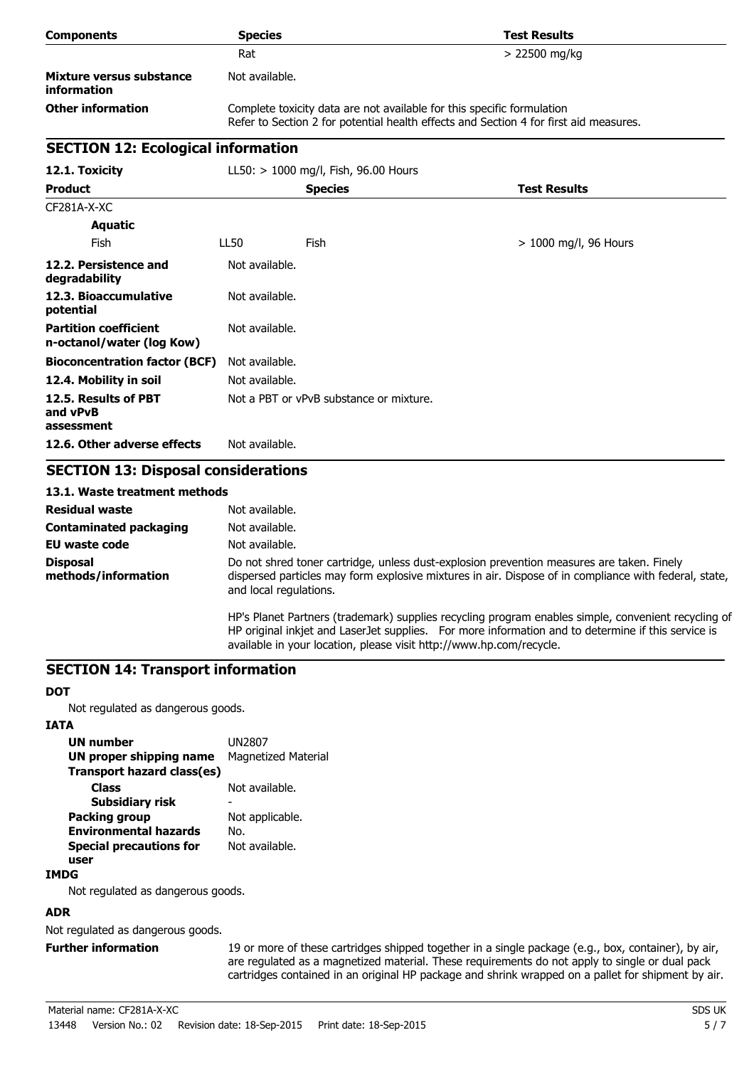| Components | Species | Test Results |
|---|---|---|
| | Rat | > 22500 mg/kg |

**Mixture versus substance information** Not available.

**Other information** Complete toxicity data are not available for this specific formulation
Refer to Section 2 for potential health effects and Section 4 for first aid measures.

## SECTION 12: Ecological information

**12.1. Toxicity** LL50: > 1000 mg/l, Fish, 96.00 Hours

| Product | | Species | Test Results |
|---|---|---|---|
| CF281A-X-XC | | | |
| **Aquatic** | | | |
| Fish | LL50 | Fish | > 1000 mg/l, 96 Hours |

**12.2. Persistence and degradability** Not available.

**12.3. Bioaccumulative potential** Not available.

**Partition coefficient n-octanol/water (log Kow)** Not available.

**Bioconcentration factor (BCF)** Not available.

**12.4. Mobility in soil** Not available.

**12.5. Results of PBT and vPvB assessment** Not a PBT or vPvB substance or mixture.

**12.6. Other adverse effects** Not available.

## SECTION 13: Disposal considerations

### 13.1. Waste treatment methods

**Residual waste** Not available.

**Contaminated packaging** Not available.

**EU waste code** Not available.

**Disposal methods/information** Do not shred toner cartridge, unless dust-explosion prevention measures are taken. Finely dispersed particles may form explosive mixtures in air. Dispose of in compliance with federal, state, and local regulations.

HP's Planet Partners (trademark) supplies recycling program enables simple, convenient recycling of HP original inkjet and LaserJet supplies. For more information and to determine if this service is available in your location, please visit http://www.hp.com/recycle.

## SECTION 14: Transport information

**DOT**

Not regulated as dangerous goods.

**IATA**

**UN number** UN2807
**UN proper shipping name** Magnetized Material
**Transport hazard class(es)**
**Class** Not available.
**Subsidiary risk** -
**Packing group** Not applicable.
**Environmental hazards** No.
**Special precautions for user** Not available.

**IMDG**

Not regulated as dangerous goods.

**ADR**

Not regulated as dangerous goods.

**Further information** 19 or more of these cartridges shipped together in a single package (e.g., box, container), by air, are regulated as a magnetized material. These requirements do not apply to single or dual pack cartridges contained in an original HP package and shrink wrapped on a pallet for shipment by air.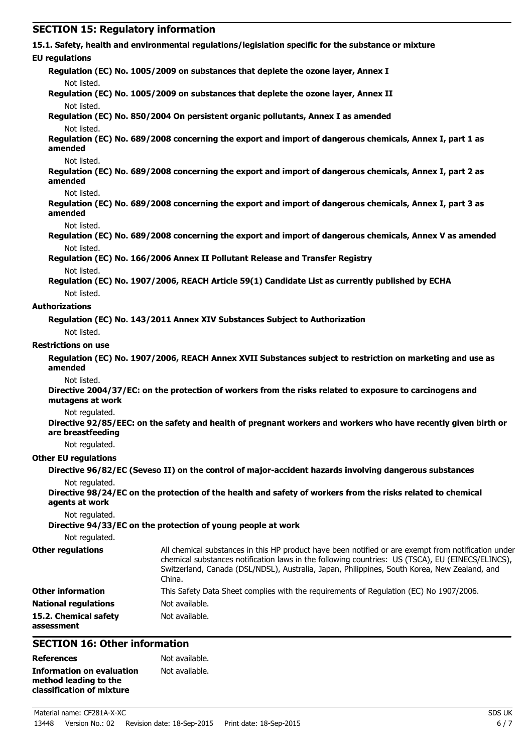## SECTION 15: Regulatory information

### 15.1. Safety, health and environmental regulations/legislation specific for the substance or mixture

**EU regulations**

**Regulation (EC) No. 1005/2009 on substances that deplete the ozone layer, Annex I**

Not listed.

**Regulation (EC) No. 1005/2009 on substances that deplete the ozone layer, Annex II**

Not listed.

**Regulation (EC) No. 850/2004 On persistent organic pollutants, Annex I as amended**

Not listed.

**Regulation (EC) No. 689/2008 concerning the export and import of dangerous chemicals, Annex I, part 1 as amended**

Not listed.

**Regulation (EC) No. 689/2008 concerning the export and import of dangerous chemicals, Annex I, part 2 as amended**

Not listed.

**Regulation (EC) No. 689/2008 concerning the export and import of dangerous chemicals, Annex I, part 3 as amended**

Not listed.

**Regulation (EC) No. 689/2008 concerning the export and import of dangerous chemicals, Annex V as amended**

Not listed.

**Regulation (EC) No. 166/2006 Annex II Pollutant Release and Transfer Registry**

Not listed.

**Regulation (EC) No. 1907/2006, REACH Article 59(1) Candidate List as currently published by ECHA**

Not listed.

**Authorizations**

**Regulation (EC) No. 143/2011 Annex XIV Substances Subject to Authorization**

Not listed.

**Restrictions on use**

**Regulation (EC) No. 1907/2006, REACH Annex XVII Substances subject to restriction on marketing and use as amended**

Not listed.

**Directive 2004/37/EC: on the protection of workers from the risks related to exposure to carcinogens and mutagens at work**

Not regulated.

**Directive 92/85/EEC: on the safety and health of pregnant workers and workers who have recently given birth or are breastfeeding**

Not regulated.

**Other EU regulations**

**Directive 96/82/EC (Seveso II) on the control of major-accident hazards involving dangerous substances**

Not regulated.

**Directive 98/24/EC on the protection of the health and safety of workers from the risks related to chemical agents at work**

Not regulated.

**Directive 94/33/EC on the protection of young people at work**

Not regulated.

**Other regulations** All chemical substances in this HP product have been notified or are exempt from notification under chemical substances notification laws in the following countries: US (TSCA), EU (EINECS/ELINCS), Switzerland, Canada (DSL/NDSL), Australia, Japan, Philippines, South Korea, New Zealand, and China.

**Other information** This Safety Data Sheet complies with the requirements of Regulation (EC) No 1907/2006.

**National regulations** Not available.

**15.2. Chemical safety assessment** Not available.

## SECTION 16: Other information

**References** Not available.

**Information on evaluation method leading to the classification of mixture** Not available.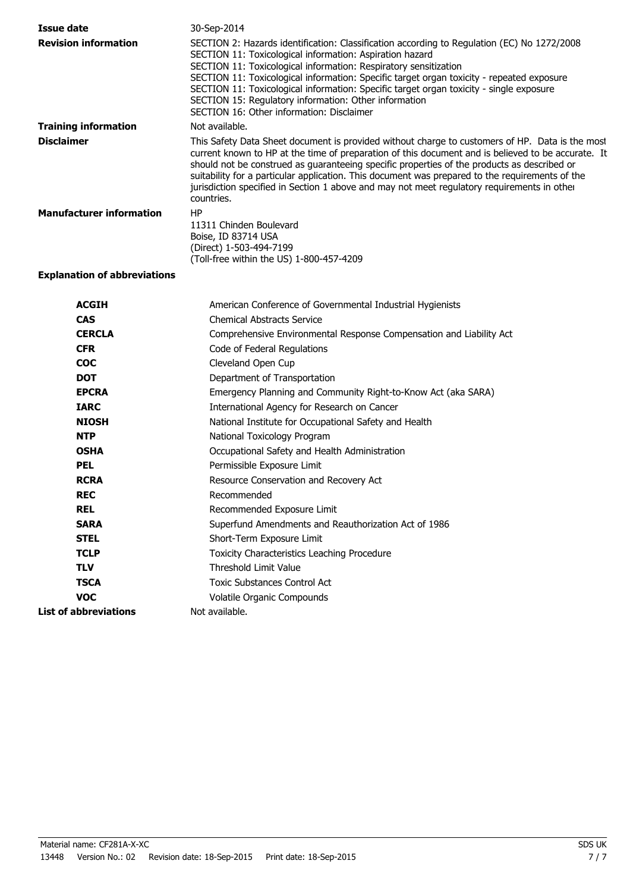**Issue date** 30-Sep-2014

**Revision information**
SECTION 2: Hazards identification: Classification according to Regulation (EC) No 1272/2008
SECTION 11: Toxicological information: Aspiration hazard
SECTION 11: Toxicological information: Respiratory sensitization
SECTION 11: Toxicological information: Specific target organ toxicity - repeated exposure
SECTION 11: Toxicological information: Specific target organ toxicity - single exposure
SECTION 15: Regulatory information: Other information
SECTION 16: Other information: Disclaimer

**Training information** Not available.

**Disclaimer** This Safety Data Sheet document is provided without charge to customers of HP. Data is the most current known to HP at the time of preparation of this document and is believed to be accurate. It should not be construed as guaranteeing specific properties of the products as described or suitability for a particular application. This document was prepared to the requirements of the jurisdiction specified in Section 1 above and may not meet regulatory requirements in other countries.

**Manufacturer information**
HP
11311 Chinden Boulevard
Boise, ID 83714 USA
(Direct) 1-503-494-7199
(Toll-free within the US) 1-800-457-4209

**Explanation of abbreviations**

| | |
|---|---|
| **ACGIH** | American Conference of Governmental Industrial Hygienists |
| **CAS** | Chemical Abstracts Service |
| **CERCLA** | Comprehensive Environmental Response Compensation and Liability Act |
| **CFR** | Code of Federal Regulations |
| **COC** | Cleveland Open Cup |
| **DOT** | Department of Transportation |
| **EPCRA** | Emergency Planning and Community Right-to-Know Act (aka SARA) |
| **IARC** | International Agency for Research on Cancer |
| **NIOSH** | National Institute for Occupational Safety and Health |
| **NTP** | National Toxicology Program |
| **OSHA** | Occupational Safety and Health Administration |
| **PEL** | Permissible Exposure Limit |
| **RCRA** | Resource Conservation and Recovery Act |
| **REC** | Recommended |
| **REL** | Recommended Exposure Limit |
| **SARA** | Superfund Amendments and Reauthorization Act of 1986 |
| **STEL** | Short-Term Exposure Limit |
| **TCLP** | Toxicity Characteristics Leaching Procedure |
| **TLV** | Threshold Limit Value |
| **TSCA** | Toxic Substances Control Act |
| **VOC** | Volatile Organic Compounds |

**List of abbreviations** Not available.